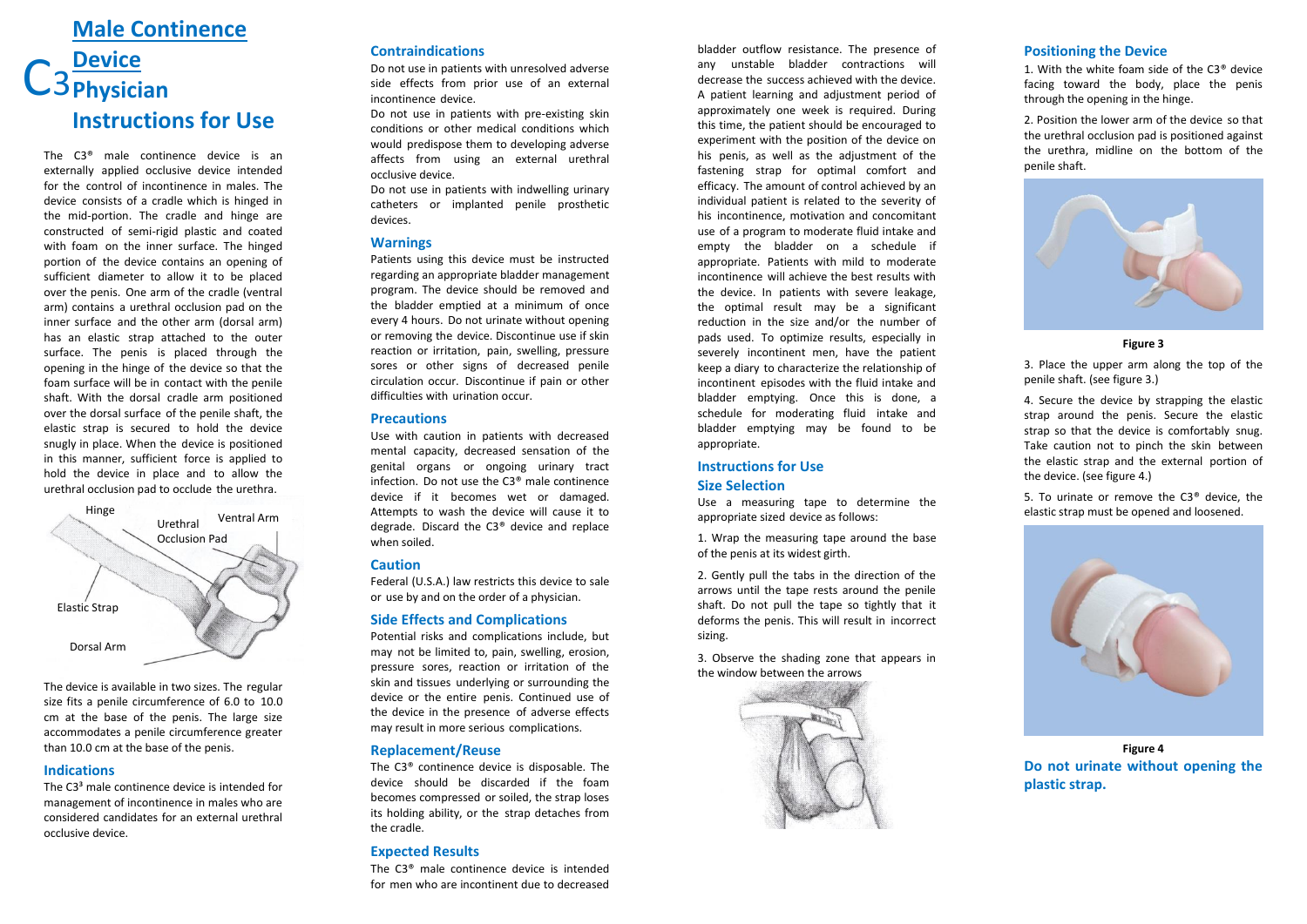# C3 Male Continence Device Physician Instructions for Use

The C3® male continence device is an externally applied occlusive device intended for the control of incontinence in males. The device consists of a cradle which is hinged in the mid-portion. The cradle and hinge are constructed of semi-rigid plastic and coated with foam on the inner surface. The hinged portion of the device contains an opening of sufficient diameter to allow it to be placed over the penis. One arm of the cradle (ventral arm) contains a urethral occlusion pad on the inner surface and the other arm (dorsal arm) has an elastic strap attached to the outer surface. The penis is placed through the opening in the hinge of the device so that the foam surface will be in contact with the penile shaft. With the dorsal cradle arm positioned over the dorsal surface of the penile shaft, the elastic strap is secured to hold the device snugly in place. When the device is positioned in this manner, sufficient force is applied to hold the device in place and to allow the urethral occlusion pad to occlude the urethra.

Hinge | Urethral Occlusion Pad | Ventral Arm | Elastic Strap | Dorsal Arm

The device is available in two sizes. The regular size fits a penile circumference of 6.0 to 10.0 cm at the base of the penis. The large size accommodates a penile circumference greater than 10.0 cm at the base of the penis.

## Indications

The C3³ male continence device is intended for management of incontinence in males who are considered candidates for an external urethral occlusive device.

## Contraindications

Do not use in patients with unresolved adverse side effects from prior use of an external incontinence device.

Do not use in patients with pre-existing skin conditions or other medical conditions which would predispose them to developing adverse affects from using an external urethral occlusive device.

Do not use in patients with indwelling urinary catheters or implanted penile prosthetic devices.

## Warnings

Patients using this device must be instructed regarding an appropriate bladder management program. The device should be removed and the bladder emptied at a minimum of once every 4 hours. Do not urinate without opening or removing the device. Discontinue use if skin reaction or irritation, pain, swelling, pressure sores or other signs of decreased penile circulation occur. Discontinue if pain or other difficulties with urination occur.

## Precautions

Use with caution in patients with decreased mental capacity, decreased sensation of the genital organs or ongoing urinary tract infection. Do not use the C3® male continence device if it becomes wet or damaged. Attempts to wash the device will cause it to degrade. Discard the C3® device and replace when soiled.

## Caution

Federal (U.S.A.) law restricts this device to sale or use by and on the order of a physician.

## Side Effects and Complications

Potential risks and complications include, but may not be limited to, pain, swelling, erosion, pressure sores, reaction or irritation of the skin and tissues underlying or surrounding the device or the entire penis. Continued use of the device in the presence of adverse effects may result in more serious complications.

## Replacement/Reuse

The C3® continence device is disposable. The device should be discarded if the foam becomes compressed or soiled, the strap loses its holding ability, or the strap detaches from the cradle.

## Expected Results

The C3® male continence device is intended for men who are incontinent due to decreased bladder outflow resistance. The presence of any unstable bladder contractions will decrease the success achieved with the device. A patient learning and adjustment period of approximately one week is required. During this time, the patient should be encouraged to experiment with the position of the device on his penis, as well as the adjustment of the fastening strap for optimal comfort and efficacy. The amount of control achieved by an individual patient is related to the severity of his incontinence, motivation and concomitant use of a program to moderate fluid intake and empty the bladder on a schedule if appropriate. Patients with mild to moderate incontinence will achieve the best results with the device. In patients with severe leakage, the optimal result may be a significant reduction in the size and/or the number of pads used. To optimize results, especially in severely incontinent men, have the patient keep a diary to characterize the relationship of incontinent episodes with the fluid intake and bladder emptying. Once this is done, a schedule for moderating fluid intake and bladder emptying may be found to be appropriate.

## Instructions for Use

### Size Selection

Use a measuring tape to determine the appropriate sized device as follows:

1. Wrap the measuring tape around the base of the penis at its widest girth.

2. Gently pull the tabs in the direction of the arrows until the tape rests around the penile shaft. Do not pull the tape so tightly that it deforms the penis. This will result in incorrect sizing.

3. Observe the shading zone that appears in the window between the arrows

## Positioning the Device

1. With the white foam side of the C3® device facing toward the body, place the penis through the opening in the hinge.

2. Position the lower arm of the device so that the urethral occlusion pad is positioned against the urethra, midline on the bottom of the penile shaft.

**Figure 3**

3. Place the upper arm along the top of the penile shaft. (see figure 3.)

4. Secure the device by strapping the elastic strap around the penis. Secure the elastic strap so that the device is comfortably snug. Take caution not to pinch the skin between the elastic strap and the external portion of the device. (see figure 4.)

5. To urinate or remove the C3® device, the elastic strap must be opened and loosened.

**Figure 4**

**Do not urinate without opening the plastic strap.**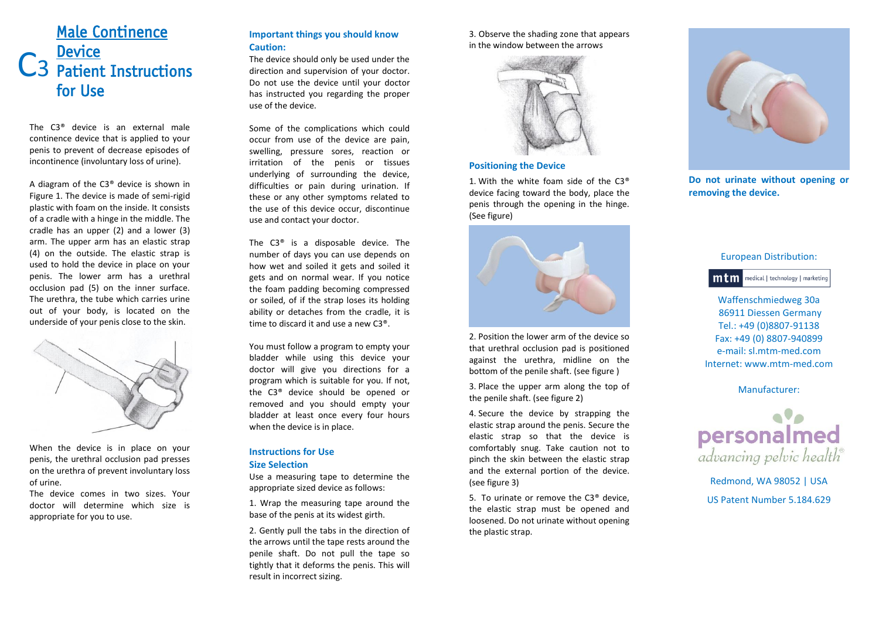# C3 Male Continence Device Patient Instructions for Use

The C3® device is an external male continence device that is applied to your penis to prevent of decrease episodes of incontinence (involuntary loss of urine).

A diagram of the C3® device is shown in Figure 1. The device is made of semi-rigid plastic with foam on the inside. It consists of a cradle with a hinge in the middle. The cradle has an upper (2) and a lower (3) arm. The upper arm has an elastic strap (4) on the outside. The elastic strap is used to hold the device in place on your penis. The lower arm has a urethral occlusion pad (5) on the inner surface. The urethra, the tube which carries urine out of your body, is located on the underside of your penis close to the skin.

When the device is in place on your penis, the urethral occlusion pad presses on the urethra of prevent involuntary loss of urine.

The device comes in two sizes. Your doctor will determine which size is appropriate for you to use.

## Important things you should know

**Caution:**

The device should only be used under the direction and supervision of your doctor. Do not use the device until your doctor has instructed you regarding the proper use of the device.

Some of the complications which could occur from use of the device are pain, swelling, pressure sores, reaction or irritation of the penis or tissues underlying of surrounding the device, difficulties or pain during urination. If these or any other symptoms related to the use of this device occur, discontinue use and contact your doctor.

The C3® is a disposable device. The number of days you can use depends on how wet and soiled it gets and soiled it gets and on normal wear. If you notice the foam padding becoming compressed or soiled, of if the strap loses its holding ability or detaches from the cradle, it is time to discard it and use a new C3®.

You must follow a program to empty your bladder while using this device your doctor will give you directions for a program which is suitable for you. If not, the C3® device should be opened or removed and you should empty your bladder at least once every four hours when the device is in place.

## Instructions for Use

### Size Selection

Use a measuring tape to determine the appropriate sized device as follows:

1. Wrap the measuring tape around the base of the penis at its widest girth.

2. Gently pull the tabs in the direction of the arrows until the tape rests around the penile shaft. Do not pull the tape so tightly that it deforms the penis. This will result in incorrect sizing.

3. Observe the shading zone that appears in the window between the arrows

### Positioning the Device

1. With the white foam side of the C3® device facing toward the body, place the penis through the opening in the hinge. (See figure)

2. Position the lower arm of the device so that urethral occlusion pad is positioned against the urethra, midline on the bottom of the penile shaft. (see figure )

3. Place the upper arm along the top of the penile shaft. (see figure 2)

4. Secure the device by strapping the elastic strap around the penis. Secure the elastic strap so that the device is comfortably snug. Take caution not to pinch the skin between the elastic strap and the external portion of the device. (see figure 3)

5. To urinate or remove the C3® device, the elastic strap must be opened and loosened. Do not urinate without opening the plastic strap.

**Do not urinate without opening or removing the device.**

European Distribution:

mtm medical | technology | marketing

Waffenschmiedweg 30a
86911 Diessen Germany
Tel.: +49 (0)8807-91138
Fax: +49 (0) 8807-940899
e-mail: sl.mtm-med.com
Internet: www.mtm-med.com

Manufacturer:

personalmed
advancing pelvic health®

Redmond, WA 98052 | USA

US Patent Number 5.184.629